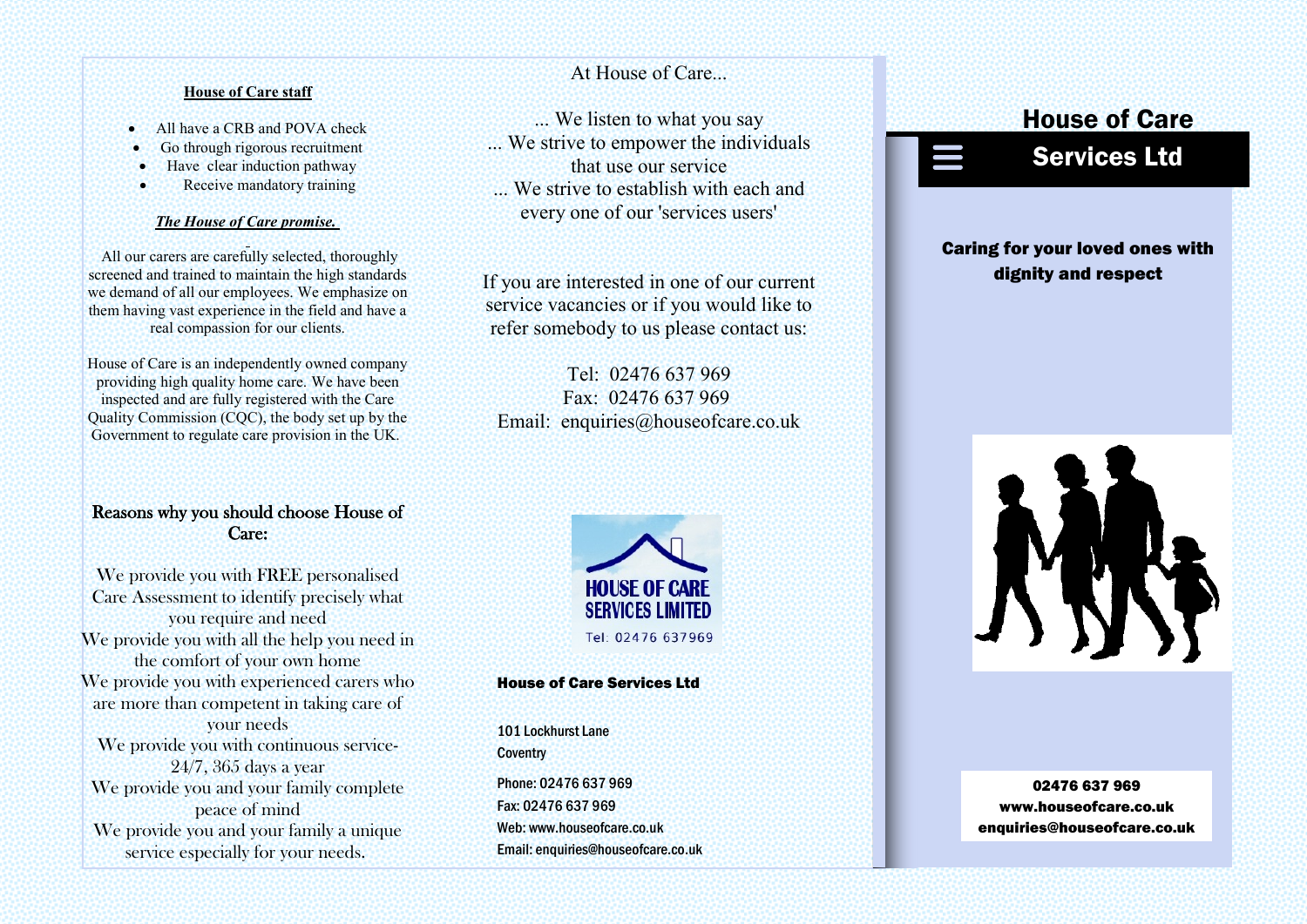## House of Care staff

- All have a CRB and POVA check
- Go through rigorous recruitment
- Have clear induction pathway
- Receive mandatory training

### *The House of Care promise.*

All our carers are carefully selected, thoroughly screened and trained to maintain the high standards we demand of all our employees. We emphasize on them having vast experience in the field and have a real compassion for our clients.

House of Care is an independently owned company providing high quality home care. We have been inspected and are fully registered with the Care Quality Commission (CQC), the body set up by the Government to regulate care provision in the UK.

### Reasons why you should choose House of Care:

We provide you with FREE personalised Care Assessment to identify precisely what you require and need
We provide you with all the help you need in the comfort of your own home
We provide you with experienced carers who are more than competent in taking care of your needs
We provide you with continuous service- 24/7, 365 days a year
We provide you and your family complete peace of mind
We provide you and your family a unique service especially for your needs.

At House of Care...

... We listen to what you say
... We strive to empower the individuals that use our service
... We strive to establish with each and every one of our 'services users'

If you are interested in one of our current service vacancies or if you would like to refer somebody to us please contact us:

Tel: 02476 637 969
Fax: 02476 637 969
Email: enquiries@houseofcare.co.uk

HOUSE OF CARE SERVICES LIMITED
Tel: 02476 637969

**House of Care Services Ltd**

101 Lockhurst Lane
Coventry

Phone: 02476 637 969
Fax: 02476 637 969
Web: www.houseofcare.co.uk
Email: enquiries@houseofcare.co.uk

# House of Care Services Ltd

**Caring for your loved ones with dignity and respect**

**02476 637 969**
**www.houseofcare.co.uk**
**enquiries@houseofcare.co.uk**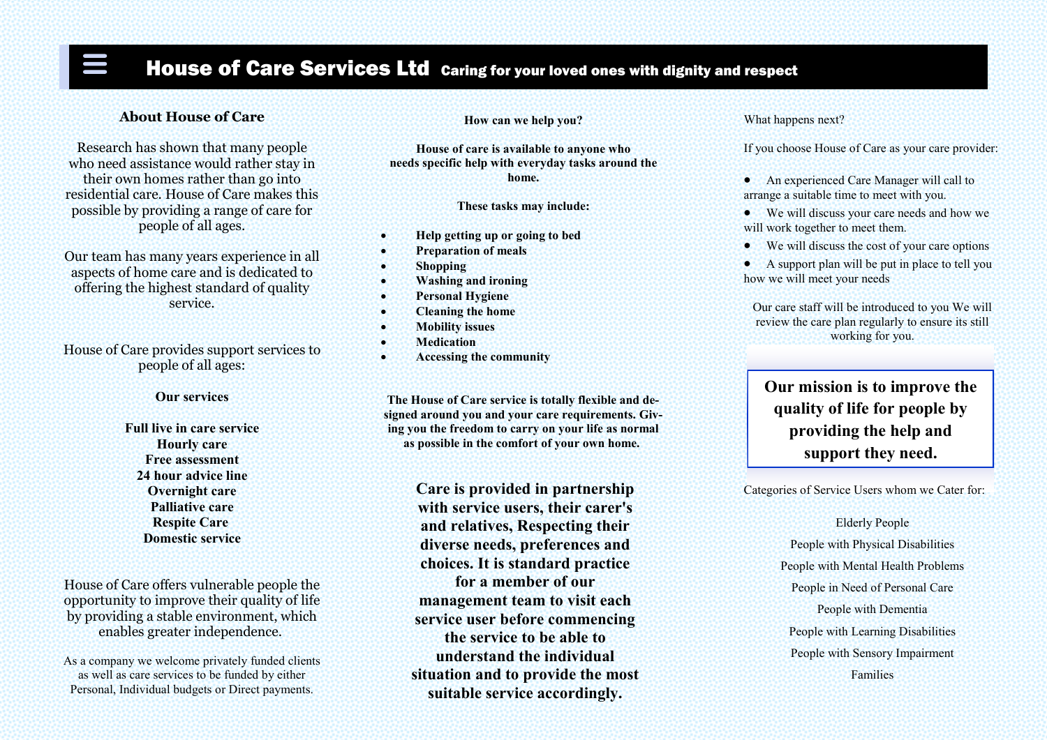# House of Care Services Ltd

**Caring for your loved ones with dignity and respect**

## About House of Care

Research has shown that many people who need assistance would rather stay in their own homes rather than go into residential care. House of Care makes this possible by providing a range of care for people of all ages.

Our team has many years experience in all aspects of home care and is dedicated to offering the highest standard of quality service.

House of Care provides support services to people of all ages:

**Our services**

**Full live in care service**
**Hourly care**
**Free assessment**
**24 hour advice line**
**Overnight care**
**Palliative care**
**Respite Care**
**Domestic service**

House of Care offers vulnerable people the opportunity to improve their quality of life by providing a stable environment, which enables greater independence.

As a company we welcome privately funded clients as well as care services to be funded by either Personal, Individual budgets or Direct payments.

**How can we help you?**

**House of care is available to anyone who needs specific help with everyday tasks around the home.**

**These tasks may include:**

- **Help getting up or going to bed**
- **Preparation of meals**
- **Shopping**
- **Washing and ironing**
- **Personal Hygiene**
- **Cleaning the home**
- **Mobility issues**
- **Medication**
- **Accessing the community**

**The House of Care service is totally flexible and designed around you and your care requirements. Giving you the freedom to carry on your life as normal as possible in the comfort of your own home.**

**Care is provided in partnership with service users, their carer's and relatives, Respecting their diverse needs, preferences and choices. It is standard practice for a member of our management team to visit each service user before commencing the service to be able to understand the individual situation and to provide the most suitable service accordingly.**

What happens next?

If you choose House of Care as your care provider:

- An experienced Care Manager will call to arrange a suitable time to meet with you.
- We will discuss your care needs and how we will work together to meet them.
- We will discuss the cost of your care options
- A support plan will be put in place to tell you how we will meet your needs

Our care staff will be introduced to you We will review the care plan regularly to ensure its still working for you.

**Our mission is to improve the quality of life for people by providing the help and support they need.**

Categories of Service Users whom we Cater for:

Elderly People
People with Physical Disabilities
People with Mental Health Problems
People in Need of Personal Care
People with Dementia
People with Learning Disabilities
People with Sensory Impairment
Families